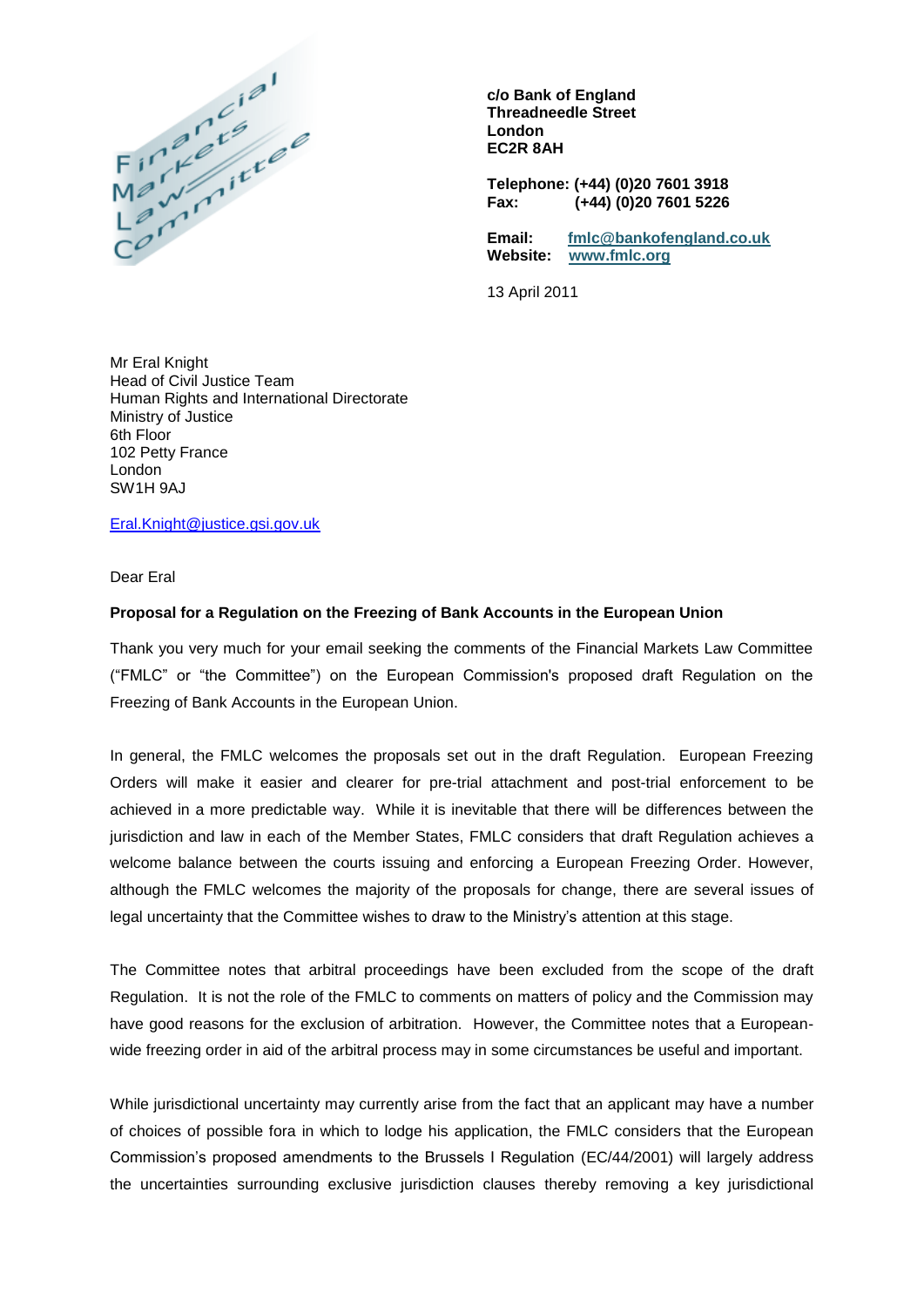Financial Markets Law Committee

**c/o Bank of England**
**Threadneedle Street**
**London**
**EC2R 8AH**

**Telephone: (+44) (0)20 7601 3918**
**Fax: (+44) (0)20 7601 5226**

**Email:** **fmlc@bankofengland.co.uk**
**Website:** **www.fmlc.org**

13 April 2011

Mr Eral Knight
Head of Civil Justice Team
Human Rights and International Directorate
Ministry of Justice
6th Floor
102 Petty France
London
SW1H 9AJ

Eral.Knight@justice.gsi.gov.uk

Dear Eral

**Proposal for a Regulation on the Freezing of Bank Accounts in the European Union**

Thank you very much for your email seeking the comments of the Financial Markets Law Committee ("FMLC" or "the Committee") on the European Commission's proposed draft Regulation on the Freezing of Bank Accounts in the European Union.

In general, the FMLC welcomes the proposals set out in the draft Regulation. European Freezing Orders will make it easier and clearer for pre-trial attachment and post-trial enforcement to be achieved in a more predictable way. While it is inevitable that there will be differences between the jurisdiction and law in each of the Member States, FMLC considers that draft Regulation achieves a welcome balance between the courts issuing and enforcing a European Freezing Order. However, although the FMLC welcomes the majority of the proposals for change, there are several issues of legal uncertainty that the Committee wishes to draw to the Ministry's attention at this stage.

The Committee notes that arbitral proceedings have been excluded from the scope of the draft Regulation. It is not the role of the FMLC to comments on matters of policy and the Commission may have good reasons for the exclusion of arbitration. However, the Committee notes that a European-wide freezing order in aid of the arbitral process may in some circumstances be useful and important.

While jurisdictional uncertainty may currently arise from the fact that an applicant may have a number of choices of possible fora in which to lodge his application, the FMLC considers that the European Commission's proposed amendments to the Brussels I Regulation (EC/44/2001) will largely address the uncertainties surrounding exclusive jurisdiction clauses thereby removing a key jurisdictional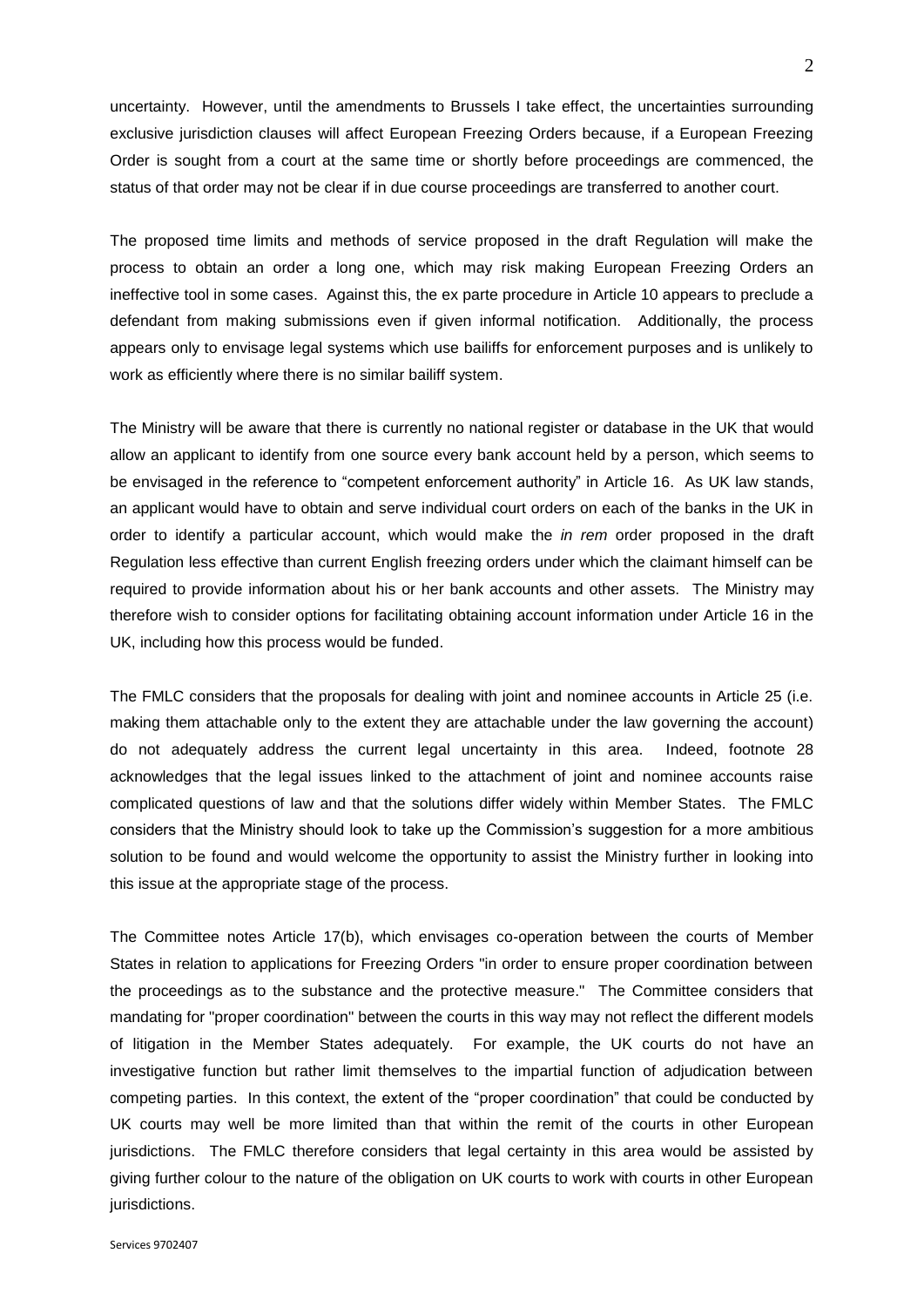uncertainty. However, until the amendments to Brussels I take effect, the uncertainties surrounding exclusive jurisdiction clauses will affect European Freezing Orders because, if a European Freezing Order is sought from a court at the same time or shortly before proceedings are commenced, the status of that order may not be clear if in due course proceedings are transferred to another court.

The proposed time limits and methods of service proposed in the draft Regulation will make the process to obtain an order a long one, which may risk making European Freezing Orders an ineffective tool in some cases. Against this, the ex parte procedure in Article 10 appears to preclude a defendant from making submissions even if given informal notification. Additionally, the process appears only to envisage legal systems which use bailiffs for enforcement purposes and is unlikely to work as efficiently where there is no similar bailiff system.

The Ministry will be aware that there is currently no national register or database in the UK that would allow an applicant to identify from one source every bank account held by a person, which seems to be envisaged in the reference to "competent enforcement authority" in Article 16. As UK law stands, an applicant would have to obtain and serve individual court orders on each of the banks in the UK in order to identify a particular account, which would make the *in rem* order proposed in the draft Regulation less effective than current English freezing orders under which the claimant himself can be required to provide information about his or her bank accounts and other assets. The Ministry may therefore wish to consider options for facilitating obtaining account information under Article 16 in the UK, including how this process would be funded.

The FMLC considers that the proposals for dealing with joint and nominee accounts in Article 25 (i.e. making them attachable only to the extent they are attachable under the law governing the account) do not adequately address the current legal uncertainty in this area. Indeed, footnote 28 acknowledges that the legal issues linked to the attachment of joint and nominee accounts raise complicated questions of law and that the solutions differ widely within Member States. The FMLC considers that the Ministry should look to take up the Commission's suggestion for a more ambitious solution to be found and would welcome the opportunity to assist the Ministry further in looking into this issue at the appropriate stage of the process.

The Committee notes Article 17(b), which envisages co-operation between the courts of Member States in relation to applications for Freezing Orders "in order to ensure proper coordination between the proceedings as to the substance and the protective measure." The Committee considers that mandating for "proper coordination" between the courts in this way may not reflect the different models of litigation in the Member States adequately. For example, the UK courts do not have an investigative function but rather limit themselves to the impartial function of adjudication between competing parties. In this context, the extent of the "proper coordination" that could be conducted by UK courts may well be more limited than that within the remit of the courts in other European jurisdictions. The FMLC therefore considers that legal certainty in this area would be assisted by giving further colour to the nature of the obligation on UK courts to work with courts in other European jurisdictions.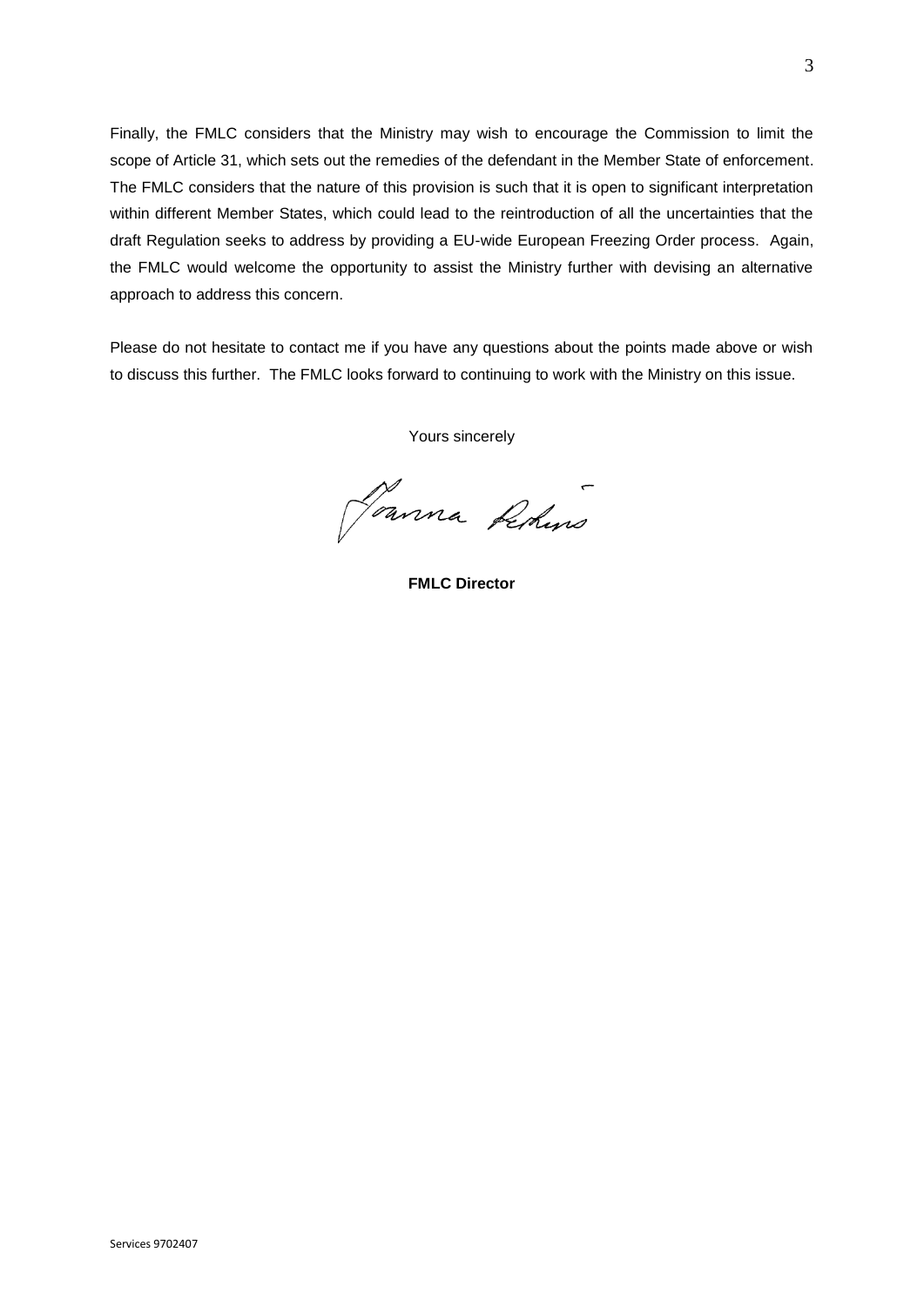Finally, the FMLC considers that the Ministry may wish to encourage the Commission to limit the scope of Article 31, which sets out the remedies of the defendant in the Member State of enforcement. The FMLC considers that the nature of this provision is such that it is open to significant interpretation within different Member States, which could lead to the reintroduction of all the uncertainties that the draft Regulation seeks to address by providing a EU-wide European Freezing Order process. Again, the FMLC would welcome the opportunity to assist the Ministry further with devising an alternative approach to address this concern.

Please do not hesitate to contact me if you have any questions about the points made above or wish to discuss this further. The FMLC looks forward to continuing to work with the Ministry on this issue.

Yours sincerely

Joanna Perkins

**FMLC Director**

Services 9702407